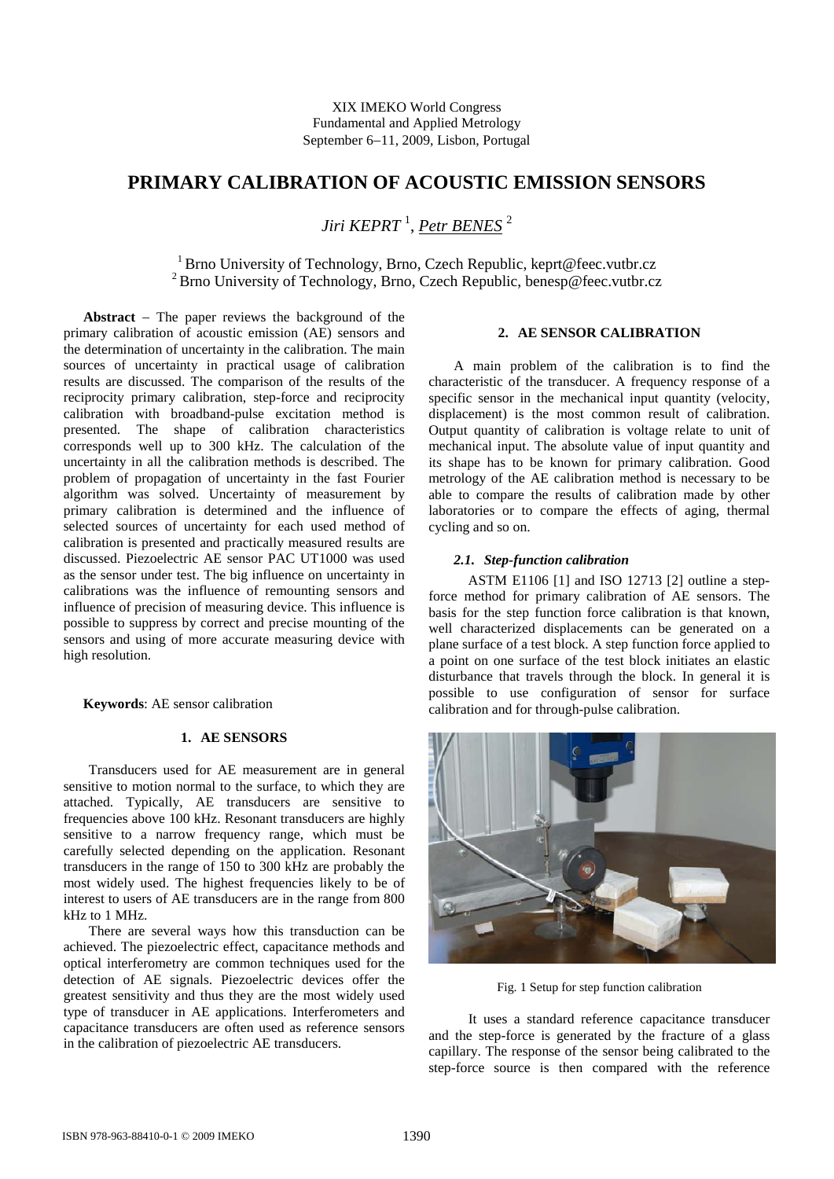XIX IMEKO World Congress
Fundamental and Applied Metrology
September 6−11, 2009, Lisbon, Portugal

# PRIMARY CALIBRATION OF ACOUSTIC EMISSION SENSORS

*Jiri KEPRT* [1], *Petr BENES* [2]

[1] Brno University of Technology, Brno, Czech Republic, keprt@feec.vutbr.cz
[2] Brno University of Technology, Brno, Czech Republic, benesp@feec.vutbr.cz

**Abstract** − The paper reviews the background of the primary calibration of acoustic emission (AE) sensors and the determination of uncertainty in the calibration. The main sources of uncertainty in practical usage of calibration results are discussed. The comparison of the results of the reciprocity primary calibration, step-force and reciprocity calibration with broadband-pulse excitation method is presented. The shape of calibration characteristics corresponds well up to 300 kHz. The calculation of the uncertainty in all the calibration methods is described. The problem of propagation of uncertainty in the fast Fourier algorithm was solved. Uncertainty of measurement by primary calibration is determined and the influence of selected sources of uncertainty for each used method of calibration is presented and practically measured results are discussed. Piezoelectric AE sensor PAC UT1000 was used as the sensor under test. The big influence on uncertainty in calibrations was the influence of remounting sensors and influence of precision of measuring device. This influence is possible to suppress by correct and precise mounting of the sensors and using of more accurate measuring device with high resolution.

**Keywords**: AE sensor calibration

## 1. AE SENSORS

Transducers used for AE measurement are in general sensitive to motion normal to the surface, to which they are attached. Typically, AE transducers are sensitive to frequencies above 100 kHz. Resonant transducers are highly sensitive to a narrow frequency range, which must be carefully selected depending on the application. Resonant transducers in the range of 150 to 300 kHz are probably the most widely used. The highest frequencies likely to be of interest to users of AE transducers are in the range from 800 kHz to 1 MHz.

There are several ways how this transduction can be achieved. The piezoelectric effect, capacitance methods and optical interferometry are common techniques used for the detection of AE signals. Piezoelectric devices offer the greatest sensitivity and thus they are the most widely used type of transducer in AE applications. Interferometers and capacitance transducers are often used as reference sensors in the calibration of piezoelectric AE transducers.

## 2. AE SENSOR CALIBRATION

A main problem of the calibration is to find the characteristic of the transducer. A frequency response of a specific sensor in the mechanical input quantity (velocity, displacement) is the most common result of calibration. Output quantity of calibration is voltage relate to unit of mechanical input. The absolute value of input quantity and its shape has to be known for primary calibration. Good metrology of the AE calibration method is necessary to be able to compare the results of calibration made by other laboratories or to compare the effects of aging, thermal cycling and so on.

### *2.1. Step-function calibration*

ASTM E1106 [1] and ISO 12713 [2] outline a step-force method for primary calibration of AE sensors. The basis for the step function force calibration is that known, well characterized displacements can be generated on a plane surface of a test block. A step function force applied to a point on one surface of the test block initiates an elastic disturbance that travels through the block. In general it is possible to use configuration of sensor for surface calibration and for through-pulse calibration.

Fig. 1 Setup for step function calibration

It uses a standard reference capacitance transducer and the step-force is generated by the fracture of a glass capillary. The response of the sensor being calibrated to the step-force source is then compared with the reference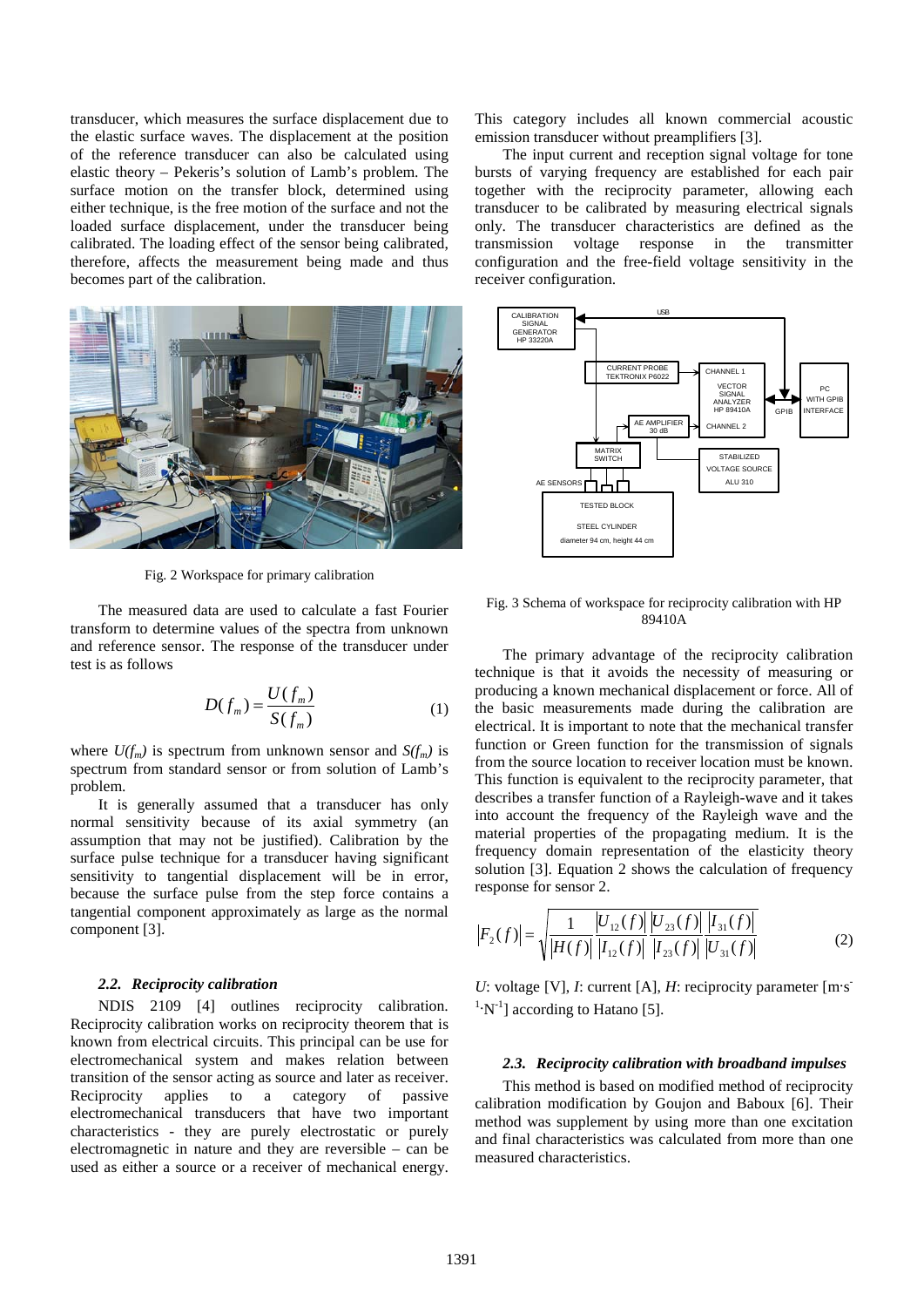transducer, which measures the surface displacement due to the elastic surface waves. The displacement at the position of the reference transducer can also be calculated using elastic theory – Pekeris's solution of Lamb's problem. The surface motion on the transfer block, determined using either technique, is the free motion of the surface and not the loaded surface displacement, under the transducer being calibrated. The loading effect of the sensor being calibrated, therefore, affects the measurement being made and thus becomes part of the calibration.

Fig. 2 Workspace for primary calibration

The measured data are used to calculate a fast Fourier transform to determine values of the spectra from unknown and reference sensor. The response of the transducer under test is as follows

$$D(f_m) = \frac{U(f_m)}{S(f_m)} \tag{1}$$

where $U(f_m)$ is spectrum from unknown sensor and $S(f_m)$ is spectrum from standard sensor or from solution of Lamb's problem.

It is generally assumed that a transducer has only normal sensitivity because of its axial symmetry (an assumption that may not be justified). Calibration by the surface pulse technique for a transducer having significant sensitivity to tangential displacement will be in error, because the surface pulse from the step force contains a tangential component approximately as large as the normal component [3].

### 2.2. Reciprocity calibration

NDIS 2109 [4] outlines reciprocity calibration. Reciprocity calibration works on reciprocity theorem that is known from electrical circuits. This principal can be use for electromechanical system and makes relation between transition of the sensor acting as source and later as receiver. Reciprocity applies to a category of passive electromechanical transducers that have two important characteristics - they are purely electrostatic or purely electromagnetic in nature and they are reversible – can be used as either a source or a receiver of mechanical energy. This category includes all known commercial acoustic emission transducer without preamplifiers [3].

The input current and reception signal voltage for tone bursts of varying frequency are established for each pair together with the reciprocity parameter, allowing each transducer to be calibrated by measuring electrical signals only. The transducer characteristics are defined as the transmission voltage response in the transmitter configuration and the free-field voltage sensitivity in the receiver configuration.

Fig. 3 Schema of workspace for reciprocity calibration with HP 89410A

The primary advantage of the reciprocity calibration technique is that it avoids the necessity of measuring or producing a known mechanical displacement or force. All of the basic measurements made during the calibration are electrical. It is important to note that the mechanical transfer function or Green function for the transmission of signals from the source location to receiver location must be known. This function is equivalent to the reciprocity parameter, that describes a transfer function of a Rayleigh-wave and it takes into account the frequency of the Rayleigh wave and the material properties of the propagating medium. It is the frequency domain representation of the elasticity theory solution [3]. Equation 2 shows the calculation of frequency response for sensor 2.

$$|F_2(f)| = \sqrt{\frac{1}{|H(f)|}\frac{|U_{12}(f)|}{|I_{12}(f)|}\frac{|U_{23}(f)|}{|I_{23}(f)|}\frac{|I_{31}(f)|}{|U_{31}(f)|}} \tag{2}$$

$U$: voltage [V], $I$: current [A], $H$: reciprocity parameter [$m \cdot s^{-1} \cdot N^{-1}$] according to Hatano [5].

### 2.3. Reciprocity calibration with broadband impulses

This method is based on modified method of reciprocity calibration modification by Goujon and Baboux [6]. Their method was supplement by using more than one excitation and final characteristics was calculated from more than one measured characteristics.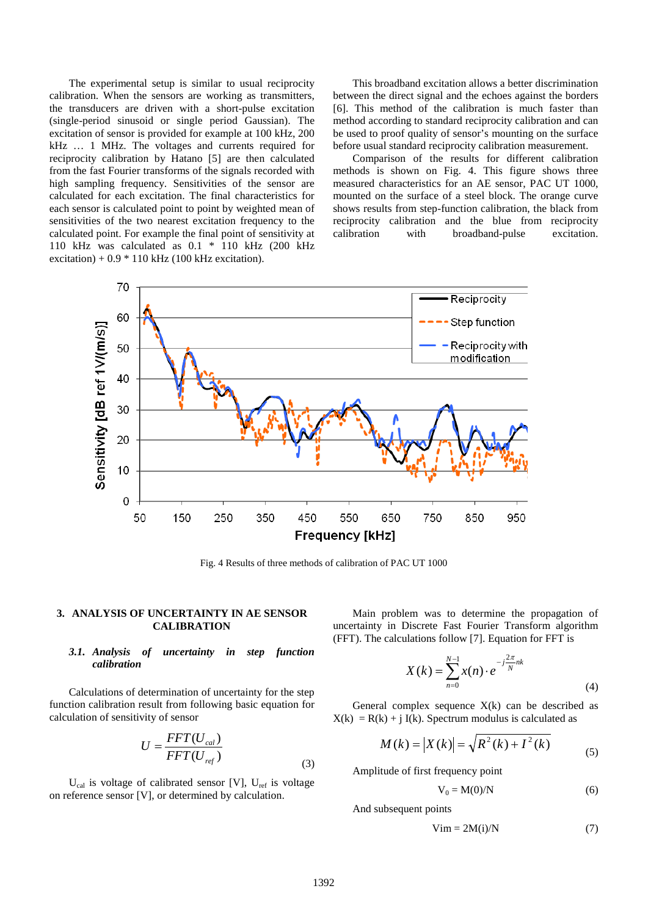The experimental setup is similar to usual reciprocity calibration. When the sensors are working as transmitters, the transducers are driven with a short-pulse excitation (single-period sinusoid or single period Gaussian). The excitation of sensor is provided for example at 100 kHz, 200 kHz … 1 MHz. The voltages and currents required for reciprocity calibration by Hatano [5] are then calculated from the fast Fourier transforms of the signals recorded with high sampling frequency. Sensitivities of the sensor are calculated for each excitation. The final characteristics for each sensor is calculated point to point by weighted mean of sensitivities of the two nearest excitation frequency to the calculated point. For example the final point of sensitivity at 110 kHz was calculated as 0.1 * 110 kHz (200 kHz excitation) + 0.9 * 110 kHz (100 kHz excitation).

This broadband excitation allows a better discrimination between the direct signal and the echoes against the borders [6]. This method of the calibration is much faster than method according to standard reciprocity calibration and can be used to proof quality of sensor's mounting on the surface before usual standard reciprocity calibration measurement.

Comparison of the results for different calibration methods is shown on Fig. 4. This figure shows three measured characteristics for an AE sensor, PAC UT 1000, mounted on the surface of a steel block. The orange curve shows results from step-function calibration, the black from reciprocity calibration and the blue from reciprocity calibration with broadband-pulse excitation.

Fig. 4 Results of three methods of calibration of PAC UT 1000

## 3. ANALYSIS OF UNCERTAINTY IN AE SENSOR CALIBRATION

### *3.1. Analysis of uncertainty in step function calibration*

Calculations of determination of uncertainty for the step function calibration result from following basic equation for calculation of sensitivity of sensor

$$U = \frac{FFT(U_{cal})}{FFT(U_{ref})} \tag{3}$$

$U_{cal}$ is voltage of calibrated sensor [V], $U_{ref}$ is voltage on reference sensor [V], or determined by calculation.

Main problem was to determine the propagation of uncertainty in Discrete Fast Fourier Transform algorithm (FFT). The calculations follow [7]. Equation for FFT is

$$X(k) = \sum_{n=0}^{N-1} x(n) \cdot e^{-j\frac{2\pi}{N}nk} \tag{4}$$

General complex sequence X(k) can be described as $X(k) = R(k) + j\, I(k)$. Spectrum modulus is calculated as

$$M(k) = |X(k)| = \sqrt{R^2(k) + I^2(k)} \tag{5}$$

Amplitude of first frequency point

$$V_0 = M(0)/N \tag{6}$$

And subsequent points

$$Vim = 2M(i)/N \tag{7}$$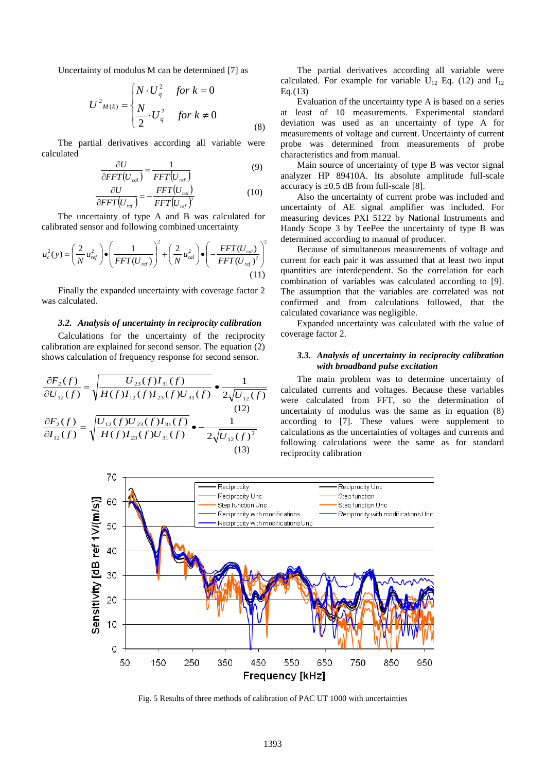Uncertainty of modulus M can be determined [7] as

$$U^2_{M(k)} = \begin{cases} N \cdot U_q^2 & \text{for } k = 0 \\ \dfrac{N}{2} \cdot U_q^2 & \text{for } k \neq 0 \end{cases} \tag{8}$$

The partial derivatives according all variable were calculated

$$\frac{\partial U}{\partial FFT(U_{cal})} = \frac{1}{FFT(U_{ref})} \tag{9}$$

$$\frac{\partial U}{\partial FFT(U_{ref})} = -\frac{FFT(U_{cal})}{FFT(U_{ref})^2} \tag{10}$$

The uncertainty of type A and B was calculated for calibrated sensor and following combined uncertainty

$$u_c^2(y) = \left(\frac{2}{N}u_{ref}^2\right) \bullet \left(\frac{1}{FFT(U_{ref})}\right)^2 + \left(\frac{2}{N}u_{cal}^2\right) \bullet \left(-\frac{FFT(U_{cal})}{FFT(U_{ref})^2}\right)^2 \tag{11}$$

Finally the expanded uncertainty with coverage factor 2 was calculated.

### *3.2. Analysis of uncertainty in reciprocity calibration*

Calculations for the uncertainty of the reciprocity calibration are explained for second sensor. The equation (2) shows calculation of frequency response for second sensor.

$$\frac{\partial F_2(f)}{\partial U_{12}(f)} = \sqrt{\frac{U_{23}(f)I_{31}(f)}{H(f)I_{12}(f)I_{23}(f)U_{31}(f)}} \bullet \frac{1}{2\sqrt{U_{12}(f)}} \tag{12}$$

$$\frac{\partial F_2(f)}{\partial I_{12}(f)} = \sqrt{\frac{U_{12}(f)U_{23}(f)I_{31}(f)}{H(f)I_{23}(f)U_{31}(f)}} \bullet -\frac{1}{2\sqrt{U_{12}(f)^3}} \tag{13}$$

The partial derivatives according all variable were calculated. For example for variable $U_{12}$ Eq. (12) and $I_{12}$ Eq.(13)

Evaluation of the uncertainty type A is based on a series at least of 10 measurements. Experimental standard deviation was used as an uncertainty of type A for measurements of voltage and current. Uncertainty of current probe was determined from measurements of probe characteristics and from manual.

Main source of uncertainty of type B was vector signal analyzer HP 89410A. Its absolute amplitude full-scale accuracy is ±0.5 dB from full-scale [8].

Also the uncertainty of current probe was included and uncertainty of AE signal amplifier was included. For measuring devices PXI 5122 by National Instruments and Handy Scope 3 by TeePee the uncertainty of type B was determined according to manual of producer.

Because of simultaneous measurements of voltage and current for each pair it was assumed that at least two input quantities are interdependent. So the correlation for each combination of variables was calculated according to [9]. The assumption that the variables are correlated was not confirmed and from calculations followed, that the calculated covariance was negligible.

Expanded uncertainty was calculated with the value of coverage factor 2.

### *3.3. Analysis of uncertainty in reciprocity calibration with broadband pulse excitation*

The main problem was to determine uncertainty of calculated currents and voltages. Because these variables were calculated from FFT, so the determination of uncertainty of modulus was the same as in equation (8) according to [7]. These values were supplement to calculations as the uncertainties of voltages and currents and following calculations were the same as for standard reciprocity calibration

Fig. 5 Results of three methods of calibration of PAC UT 1000 with uncertainties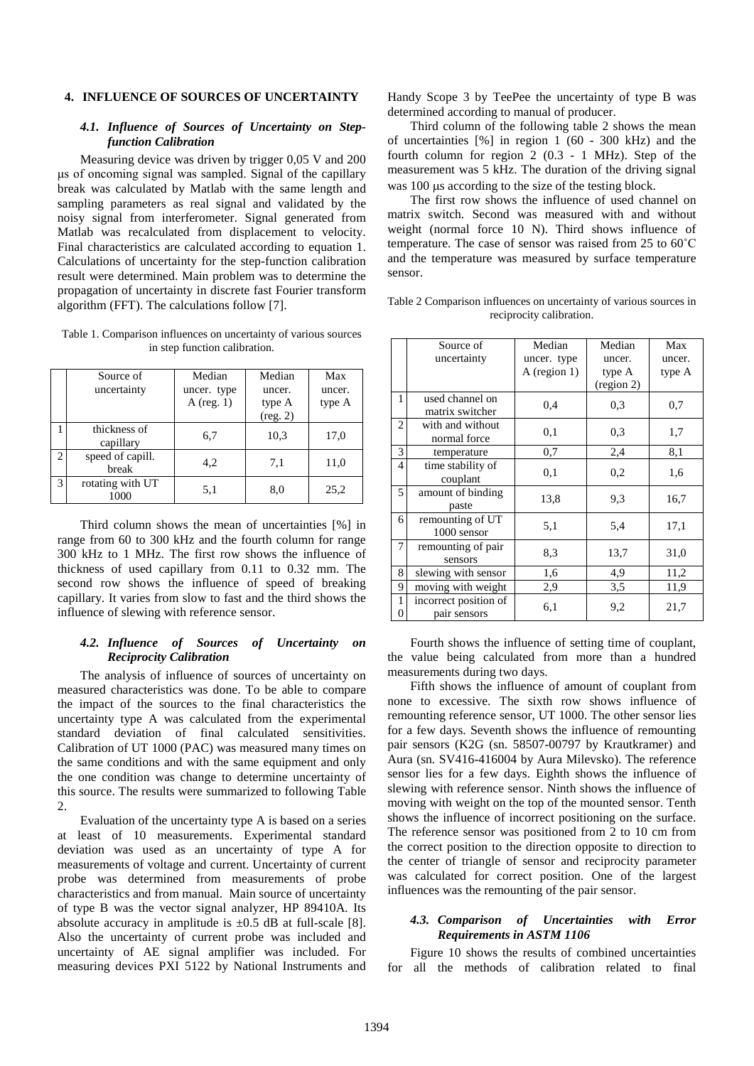## 4. INFLUENCE OF SOURCES OF UNCERTAINTY

### *4.1. Influence of Sources of Uncertainty on Step-function Calibration*

Measuring device was driven by trigger 0,05 V and 200 μs of oncoming signal was sampled. Signal of the capillary break was calculated by Matlab with the same length and sampling parameters as real signal and validated by the noisy signal from interferometer. Signal generated from Matlab was recalculated from displacement to velocity. Final characteristics are calculated according to equation 1. Calculations of uncertainty for the step-function calibration result were determined. Main problem was to determine the propagation of uncertainty in discrete fast Fourier transform algorithm (FFT). The calculations follow [7].

Table 1. Comparison influences on uncertainty of various sources in step function calibration.

| | Source of uncertainty | Median uncer. type A (reg. 1) | Median uncer. type A (reg. 2) | Max uncer. type A |
|---|---|---|---|---|
| 1 | thickness of capillary | 6,7 | 10,3 | 17,0 |
| 2 | speed of capill. break | 4,2 | 7,1 | 11,0 |
| 3 | rotating with UT 1000 | 5,1 | 8,0 | 25,2 |

Third column shows the mean of uncertainties [%] in range from 60 to 300 kHz and the fourth column for range 300 kHz to 1 MHz. The first row shows the influence of thickness of used capillary from 0.11 to 0.32 mm. The second row shows the influence of speed of breaking capillary. It varies from slow to fast and the third shows the influence of slewing with reference sensor.

### *4.2. Influence of Sources of Uncertainty on Reciprocity Calibration*

The analysis of influence of sources of uncertainty on measured characteristics was done. To be able to compare the impact of the sources to the final characteristics the uncertainty type A was calculated from the experimental standard deviation of final calculated sensitivities. Calibration of UT 1000 (PAC) was measured many times on the same conditions and with the same equipment and only the one condition was change to determine uncertainty of this source. The results were summarized to following Table 2.

Evaluation of the uncertainty type A is based on a series at least of 10 measurements. Experimental standard deviation was used as an uncertainty of type A for measurements of voltage and current. Uncertainty of current probe was determined from measurements of probe characteristics and from manual. Main source of uncertainty of type B was the vector signal analyzer, HP 89410A. Its absolute accuracy in amplitude is ±0.5 dB at full-scale [8]. Also the uncertainty of current probe was included and uncertainty of AE signal amplifier was included. For measuring devices PXI 5122 by National Instruments and Handy Scope 3 by TeePee the uncertainty of type B was determined according to manual of producer.

Third column of the following table 2 shows the mean of uncertainties [%] in region 1 (60 - 300 kHz) and the fourth column for region 2 (0.3 - 1 MHz). Step of the measurement was 5 kHz. The duration of the driving signal was 100 μs according to the size of the testing block.

The first row shows the influence of used channel on matrix switch. Second was measured with and without weight (normal force 10 N). Third shows influence of temperature. The case of sensor was raised from 25 to 60˚C and the temperature was measured by surface temperature sensor.

Table 2 Comparison influences on uncertainty of various sources in reciprocity calibration.

| | Source of uncertainty | Median uncer. type A (region 1) | Median uncer. type A (region 2) | Max uncer. type A |
|---|---|---|---|---|
| 1 | used channel on matrix switcher | 0,4 | 0,3 | 0,7 |
| 2 | with and without normal force | 0,1 | 0,3 | 1,7 |
| 3 | temperature | 0,7 | 2,4 | 8,1 |
| 4 | time stability of couplant | 0,1 | 0,2 | 1,6 |
| 5 | amount of binding paste | 13,8 | 9,3 | 16,7 |
| 6 | remounting of UT 1000 sensor | 5,1 | 5,4 | 17,1 |
| 7 | remounting of pair sensors | 8,3 | 13,7 | 31,0 |
| 8 | slewing with sensor | 1,6 | 4,9 | 11,2 |
| 9 | moving with weight | 2,9 | 3,5 | 11,9 |
| 10 | incorrect position of pair sensors | 6,1 | 9,2 | 21,7 |

Fourth shows the influence of setting time of couplant, the value being calculated from more than a hundred measurements during two days.

Fifth shows the influence of amount of couplant from none to excessive. The sixth row shows influence of remounting reference sensor, UT 1000. The other sensor lies for a few days. Seventh shows the influence of remounting pair sensors (K2G (sn. 58507-00797 by Krautkramer) and Aura (sn. SV416-416004 by Aura Milevsko). The reference sensor lies for a few days. Eighth shows the influence of slewing with reference sensor. Ninth shows the influence of moving with weight on the top of the mounted sensor. Tenth shows the influence of incorrect positioning on the surface. The reference sensor was positioned from 2 to 10 cm from the correct position to the direction opposite to direction to the center of triangle of sensor and reciprocity parameter was calculated for correct position. One of the largest influences was the remounting of the pair sensor.

### *4.3. Comparison of Uncertainties with Error Requirements in ASTM 1106*

Figure 10 shows the results of combined uncertainties for all the methods of calibration related to final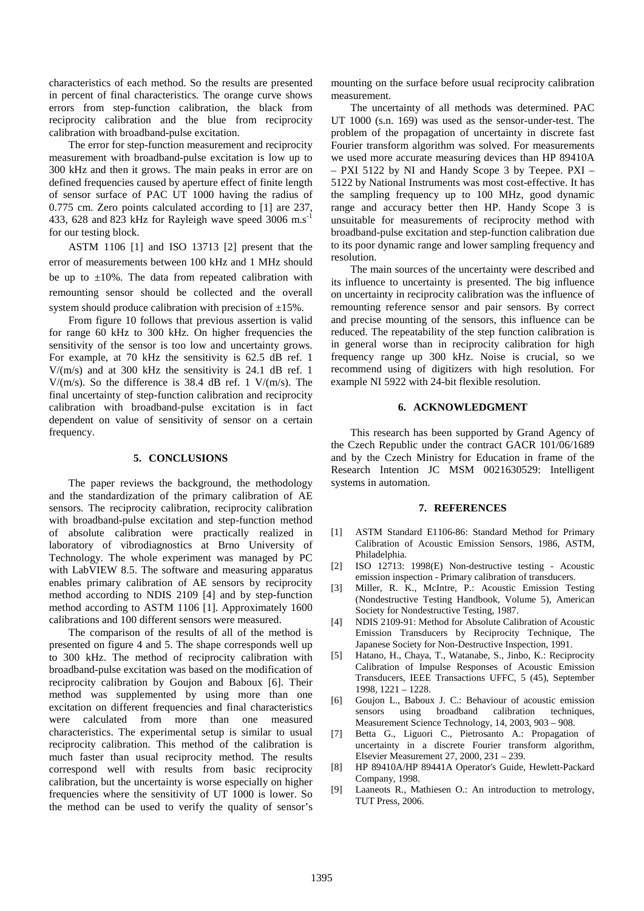characteristics of each method. So the results are presented in percent of final characteristics. The orange curve shows errors from step-function calibration, the black from reciprocity calibration and the blue from reciprocity calibration with broadband-pulse excitation.

The error for step-function measurement and reciprocity measurement with broadband-pulse excitation is low up to 300 kHz and then it grows. The main peaks in error are on defined frequencies caused by aperture effect of finite length of sensor surface of PAC UT 1000 having the radius of 0.775 cm. Zero points calculated according to [1] are 237, 433, 628 and 823 kHz for Rayleigh wave speed 3006 $m.s^{-1}$ for our testing block.

ASTM 1106 [1] and ISO 13713 [2] present that the error of measurements between 100 kHz and 1 MHz should be up to ±10%. The data from repeated calibration with remounting sensor should be collected and the overall system should produce calibration with precision of ±15%.

From figure 10 follows that previous assertion is valid for range 60 kHz to 300 kHz. On higher frequencies the sensitivity of the sensor is too low and uncertainty grows. For example, at 70 kHz the sensitivity is 62.5 dB ref. 1 V/(m/s) and at 300 kHz the sensitivity is 24.1 dB ref. 1 V/(m/s). So the difference is 38.4 dB ref. 1 V/(m/s). The final uncertainty of step-function calibration and reciprocity calibration with broadband-pulse excitation is in fact dependent on value of sensitivity of sensor on a certain frequency.

## 5. CONCLUSIONS

The paper reviews the background, the methodology and the standardization of the primary calibration of AE sensors. The reciprocity calibration, reciprocity calibration with broadband-pulse excitation and step-function method of absolute calibration were practically realized in laboratory of vibrodiagnostics at Brno University of Technology. The whole experiment was managed by PC with LabVIEW 8.5. The software and measuring apparatus enables primary calibration of AE sensors by reciprocity method according to NDIS 2109 [4] and by step-function method according to ASTM 1106 [1]. Approximately 1600 calibrations and 100 different sensors were measured.

The comparison of the results of all of the method is presented on figure 4 and 5. The shape corresponds well up to 300 kHz. The method of reciprocity calibration with broadband-pulse excitation was based on the modification of reciprocity calibration by Goujon and Baboux [6]. Their method was supplemented by using more than one excitation on different frequencies and final characteristics were calculated from more than one measured characteristics. The experimental setup is similar to usual reciprocity calibration. This method of the calibration is much faster than usual reciprocity method. The results correspond well with results from basic reciprocity calibration, but the uncertainty is worse especially on higher frequencies where the sensitivity of UT 1000 is lower. So the method can be used to verify the quality of sensor's mounting on the surface before usual reciprocity calibration measurement.

The uncertainty of all methods was determined. PAC UT 1000 (s.n. 169) was used as the sensor-under-test. The problem of the propagation of uncertainty in discrete fast Fourier transform algorithm was solved. For measurements we used more accurate measuring devices than HP 89410A – PXI 5122 by NI and Handy Scope 3 by Teepee. PXI – 5122 by National Instruments was most cost-effective. It has the sampling frequency up to 100 MHz, good dynamic range and accuracy better then HP. Handy Scope 3 is unsuitable for measurements of reciprocity method with broadband-pulse excitation and step-function calibration due to its poor dynamic range and lower sampling frequency and resolution.

The main sources of the uncertainty were described and its influence to uncertainty is presented. The big influence on uncertainty in reciprocity calibration was the influence of remounting reference sensor and pair sensors. By correct and precise mounting of the sensors, this influence can be reduced. The repeatability of the step function calibration is in general worse than in reciprocity calibration for high frequency range up 300 kHz. Noise is crucial, so we recommend using of digitizers with high resolution. For example NI 5922 with 24-bit flexible resolution.

## 6. ACKNOWLEDGMENT

This research has been supported by Grand Agency of the Czech Republic under the contract GACR 101/06/1689 and by the Czech Ministry for Education in frame of the Research Intention JC MSM 0021630529: Intelligent systems in automation.

## 7. REFERENCES

[1] ASTM Standard E1106-86: Standard Method for Primary Calibration of Acoustic Emission Sensors, 1986, ASTM, Philadelphia.

[2] ISO 12713: 1998(E) Non-destructive testing - Acoustic emission inspection - Primary calibration of transducers.

[3] Miller, R. K., McIntre, P.: Acoustic Emission Testing (Nondestructive Testing Handbook, Volume 5), American Society for Nondestructive Testing, 1987.

[4] NDIS 2109-91: Method for Absolute Calibration of Acoustic Emission Transducers by Reciprocity Technique, The Japanese Society for Non-Destructive Inspection, 1991.

[5] Hatano, H., Chaya, T., Watanabe, S., Jinbo, K.: Reciprocity Calibration of Impulse Responses of Acoustic Emission Transducers, IEEE Transactions UFFC, 5 (45), September 1998, 1221 – 1228.

[6] Goujon L., Baboux J. C.: Behaviour of acoustic emission sensors using broadband calibration techniques, Measurement Science Technology, 14, 2003, 903 – 908.

[7] Betta G., Liguori C., Pietrosanto A.: Propagation of uncertainty in a discrete Fourier transform algorithm, Elsevier Measurement 27, 2000, 231 – 239.

[8] HP 89410A/HP 89441A Operator's Guide, Hewlett-Packard Company, 1998.

[9] Laaneots R., Mathiesen O.: An introduction to metrology, TUT Press, 2006.